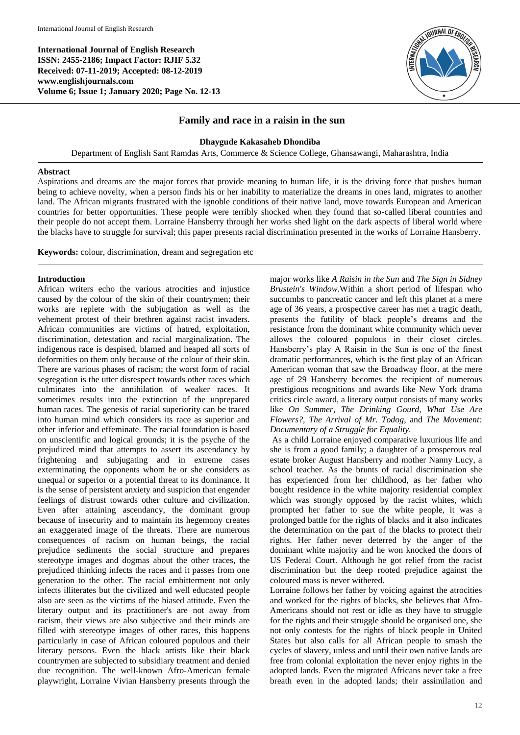**International Journal of English Research**
**ISSN: 2455-2186; Impact Factor: RJIF 5.32**
**Received: 07-11-2019; Accepted: 08-12-2019**
**www.englishjournals.com**
**Volume 6; Issue 1; January 2020; Page No. 12-13**

# Family and race in a raisin in the sun

**Dhaygude Kakasaheb Dhondiba**

Department of English Sant Ramdas Arts, Commerce & Science College, Ghansawangi, Maharashtra, India

## Abstract

Aspirations and dreams are the major forces that provide meaning to human life, it is the driving force that pushes human being to achieve novelty, when a person finds his or her inability to materialize the dreams in ones land, migrates to another land. The African migrants frustrated with the ignoble conditions of their native land, move towards European and American countries for better opportunities. These people were terribly shocked when they found that so-called liberal countries and their people do not accept them. Lorraine Hansberry through her works shed light on the dark aspects of liberal world where the blacks have to struggle for survival; this paper presents racial discrimination presented in the works of Lorraine Hansberry.

**Keywords:** colour, discrimination, dream and segregation etc

## Introduction

African writers echo the various atrocities and injustice caused by the colour of the skin of their countrymen; their works are replete with the subjugation as well as the vehement protest of their brethren against racist invaders. African communities are victims of hatred, exploitation, discrimination, detestation and racial marginalization. The indigenous race is despised, blamed and heaped all sorts of deformities on them only because of the colour of their skin. There are various phases of racism; the worst form of racial segregation is the utter disrespect towards other races which culminates into the annihilation of weaker races. It sometimes results into the extinction of the unprepared human races. The genesis of racial superiority can be traced into human mind which considers its race as superior and other inferior and effeminate. The racial foundation is based on unscientific and logical grounds; it is the psyche of the prejudiced mind that attempts to assert its ascendancy by frightening and subjugating and in extreme cases exterminating the opponents whom he or she considers as unequal or superior or a potential threat to its dominance. It is the sense of persistent anxiety and suspicion that engender feelings of distrust towards other culture and civilization. Even after attaining ascendancy, the dominant group because of insecurity and to maintain its hegemony creates an exaggerated image of the threats. There are numerous consequences of racism on human beings, the racial prejudice sediments the social structure and prepares stereotype images and dogmas about the other traces, the prejudiced thinking infects the races and it passes from one generation to the other. The racial embitterment not only infects illiterates but the civilized and well educated people also are seen as the victims of the biased attitude. Even the literary output and its practitioner's are not away from racism, their views are also subjective and their minds are filled with stereotype images of other races, this happens particularly in case of African coloured populous and their literary persons. Even the black artists like their black countrymen are subjected to subsidiary treatment and denied due recognition. The well-known Afro-American female playwright, Lorraine Vivian Hansberry presents through the major works like *A Raisin in the Sun* and *The Sign in Sidney Brustein's Window*.Within a short period of lifespan who succumbs to pancreatic cancer and left this planet at a mere age of 36 years, a prospective career has met a tragic death, presents the futility of black people's dreams and the resistance from the dominant white community which never allows the coloured populous in their closet circles. Hansberry's play A Raisin in the Sun is one of the finest dramatic performances, which is the first play of an African American woman that saw the Broadway floor. at the mere age of 29 Hansberry becomes the recipient of numerous prestigious recognitions and awards like New York drama critics circle award, a literary output consists of many works like *On Summer*, *The Drinking Gourd*, *What Use Are Flowers?*, *The Arrival of Mr. Todog*, and *The Movement: Documentary of a Struggle for Equality.*

As a child Lorraine enjoyed comparative luxurious life and she is from a good family; a daughter of a prosperous real estate broker August Hansberry and mother Nanny Lucy, a school teacher. As the brunts of racial discrimination she has experienced from her childhood, as her father who bought residence in the white majority residential complex which was strongly opposed by the racist whites, which prompted her father to sue the white people, it was a prolonged battle for the rights of blacks and it also indicates the determination on the part of the blacks to protect their rights. Her father never deterred by the anger of the dominant white majority and he won knocked the doors of US Federal Court. Although he got relief from the racist discrimination but the deep rooted prejudice against the coloured mass is never withered.

Lorraine follows her father by voicing against the atrocities and worked for the rights of blacks, she believes that Afro-Americans should not rest or idle as they have to struggle for the rights and their struggle should be organised one, she not only contests for the rights of black people in United States but also calls for all African people to smash the cycles of slavery, unless and until their own native lands are free from colonial exploitation the never enjoy rights in the adopted lands. Even the migrated Africans never take a free breath even in the adopted lands; their assimilation and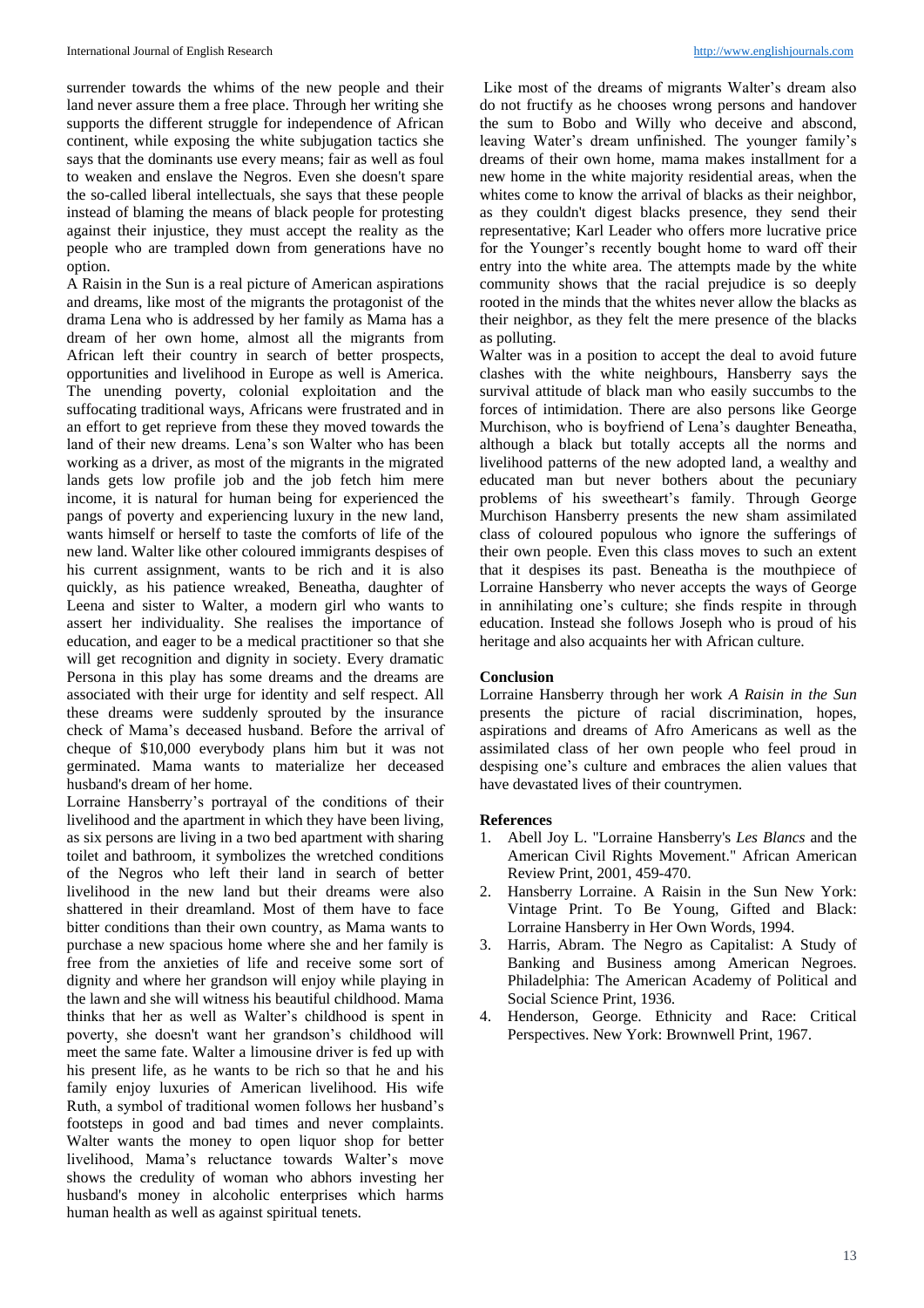surrender towards the whims of the new people and their land never assure them a free place. Through her writing she supports the different struggle for independence of African continent, while exposing the white subjugation tactics she says that the dominants use every means; fair as well as foul to weaken and enslave the Negros. Even she doesn't spare the so-called liberal intellectuals, she says that these people instead of blaming the means of black people for protesting against their injustice, they must accept the reality as the people who are trampled down from generations have no option.

A Raisin in the Sun is a real picture of American aspirations and dreams, like most of the migrants the protagonist of the drama Lena who is addressed by her family as Mama has a dream of her own home, almost all the migrants from African left their country in search of better prospects, opportunities and livelihood in Europe as well is America. The unending poverty, colonial exploitation and the suffocating traditional ways, Africans were frustrated and in an effort to get reprieve from these they moved towards the land of their new dreams. Lena's son Walter who has been working as a driver, as most of the migrants in the migrated lands gets low profile job and the job fetch him mere income, it is natural for human being for experienced the pangs of poverty and experiencing luxury in the new land, wants himself or herself to taste the comforts of life of the new land. Walter like other coloured immigrants despises of his current assignment, wants to be rich and it is also quickly, as his patience wreaked, Beneatha, daughter of Leena and sister to Walter, a modern girl who wants to assert her individuality. She realises the importance of education, and eager to be a medical practitioner so that she will get recognition and dignity in society. Every dramatic Persona in this play has some dreams and the dreams are associated with their urge for identity and self respect. All these dreams were suddenly sprouted by the insurance check of Mama's deceased husband. Before the arrival of cheque of $10,000 everybody plans him but it was not germinated. Mama wants to materialize her deceased husband's dream of her home.

Lorraine Hansberry's portrayal of the conditions of their livelihood and the apartment in which they have been living, as six persons are living in a two bed apartment with sharing toilet and bathroom, it symbolizes the wretched conditions of the Negros who left their land in search of better livelihood in the new land but their dreams were also shattered in their dreamland. Most of them have to face bitter conditions than their own country, as Mama wants to purchase a new spacious home where she and her family is free from the anxieties of life and receive some sort of dignity and where her grandson will enjoy while playing in the lawn and she will witness his beautiful childhood. Mama thinks that her as well as Walter's childhood is spent in poverty, she doesn't want her grandson's childhood will meet the same fate. Walter a limousine driver is fed up with his present life, as he wants to be rich so that he and his family enjoy luxuries of American livelihood. His wife Ruth, a symbol of traditional women follows her husband's footsteps in good and bad times and never complaints. Walter wants the money to open liquor shop for better livelihood, Mama's reluctance towards Walter's move shows the credulity of woman who abhors investing her husband's money in alcoholic enterprises which harms human health as well as against spiritual tenets.

Like most of the dreams of migrants Walter's dream also do not fructify as he chooses wrong persons and handover the sum to Bobo and Willy who deceive and abscond, leaving Water's dream unfinished. The younger family's dreams of their own home, mama makes installment for a new home in the white majority residential areas, when the whites come to know the arrival of blacks as their neighbor, as they couldn't digest blacks presence, they send their representative; Karl Leader who offers more lucrative price for the Younger's recently bought home to ward off their entry into the white area. The attempts made by the white community shows that the racial prejudice is so deeply rooted in the minds that the whites never allow the blacks as their neighbor, as they felt the mere presence of the blacks as polluting.

Walter was in a position to accept the deal to avoid future clashes with the white neighbours, Hansberry says the survival attitude of black man who easily succumbs to the forces of intimidation. There are also persons like George Murchison, who is boyfriend of Lena's daughter Beneatha, although a black but totally accepts all the norms and livelihood patterns of the new adopted land, a wealthy and educated man but never bothers about the pecuniary problems of his sweetheart's family. Through George Murchison Hansberry presents the new sham assimilated class of coloured populous who ignore the sufferings of their own people. Even this class moves to such an extent that it despises its past. Beneatha is the mouthpiece of Lorraine Hansberry who never accepts the ways of George in annihilating one's culture; she finds respite in through education. Instead she follows Joseph who is proud of his heritage and also acquaints her with African culture.

## Conclusion

Lorraine Hansberry through her work *A Raisin in the Sun* presents the picture of racial discrimination, hopes, aspirations and dreams of Afro Americans as well as the assimilated class of her own people who feel proud in despising one's culture and embraces the alien values that have devastated lives of their countrymen.

## References

1. Abell Joy L. "Lorraine Hansberry's *Les Blancs* and the American Civil Rights Movement." African American Review Print, 2001, 459-470.
2. Hansberry Lorraine. A Raisin in the Sun New York: Vintage Print. To Be Young, Gifted and Black: Lorraine Hansberry in Her Own Words, 1994.
3. Harris, Abram. The Negro as Capitalist: A Study of Banking and Business among American Negroes. Philadelphia: The American Academy of Political and Social Science Print, 1936.
4. Henderson, George. Ethnicity and Race: Critical Perspectives. New York: Brownwell Print, 1967.